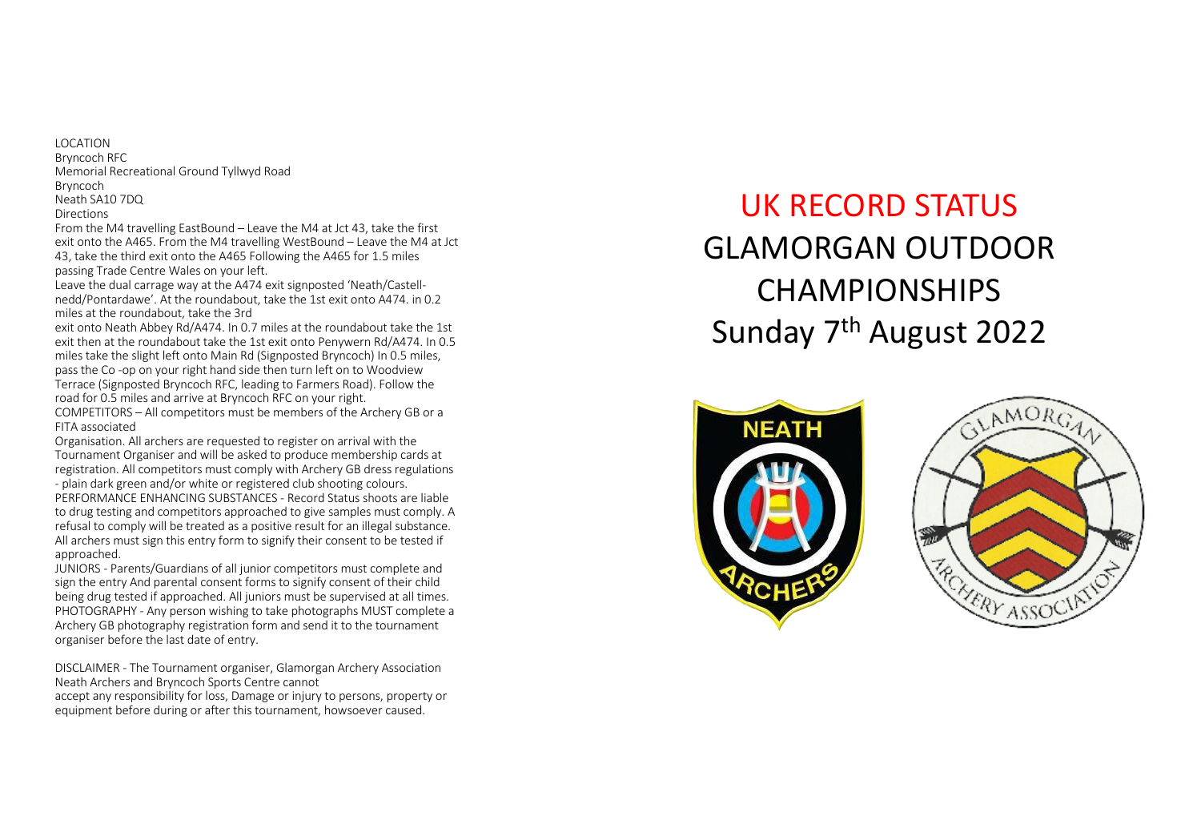LOCATION

Bryncoch RFC
Memorial Recreational Ground Tyllwyd Road
Bryncoch
Neath SA10 7DQ

Directions

From the M4 travelling EastBound – Leave the M4 at Jct 43, take the first exit onto the A465. From the M4 travelling WestBound – Leave the M4 at Jct 43, take the third exit onto the A465 Following the A465 for 1.5 miles passing Trade Centre Wales on your left.

Leave the dual carrage way at the A474 exit signposted 'Neath/Castell-nedd/Pontardawe'. At the roundabout, take the 1st exit onto A474. in 0.2 miles at the roundabout, take the 3rd exit onto Neath Abbey Rd/A474. In 0.7 miles at the roundabout take the 1st exit then at the roundabout take the 1st exit onto Penywern Rd/A474. In 0.5 miles take the slight left onto Main Rd (Signposted Bryncoch) In 0.5 miles, pass the Co -op on your right hand side then turn left on to Woodview Terrace (Signposted Bryncoch RFC, leading to Farmers Road). Follow the road for 0.5 miles and arrive at Bryncoch RFC on your right.

COMPETITORS – All competitors must be members of the Archery GB or a FITA associated Organisation. All archers are requested to register on arrival with the Tournament Organiser and will be asked to produce membership cards at registration. All competitors must comply with Archery GB dress regulations - plain dark green and/or white or registered club shooting colours.

PERFORMANCE ENHANCING SUBSTANCES - Record Status shoots are liable to drug testing and competitors approached to give samples must comply. A refusal to comply will be treated as a positive result for an illegal substance. All archers must sign this entry form to signify their consent to be tested if approached.

JUNIORS - Parents/Guardians of all junior competitors must complete and sign the entry And parental consent forms to signify consent of their child being drug tested if approached. All juniors must be supervised at all times.

PHOTOGRAPHY - Any person wishing to take photographs MUST complete a Archery GB photography registration form and send it to the tournament organiser before the last date of entry.

DISCLAIMER - The Tournament organiser, Glamorgan Archery Association Neath Archers and Bryncoch Sports Centre cannot accept any responsibility for loss, Damage or injury to persons, property or equipment before during or after this tournament, howsoever caused.

# UK RECORD STATUS

# GLAMORGAN OUTDOOR CHAMPIONSHIPS

## Sunday 7th August 2022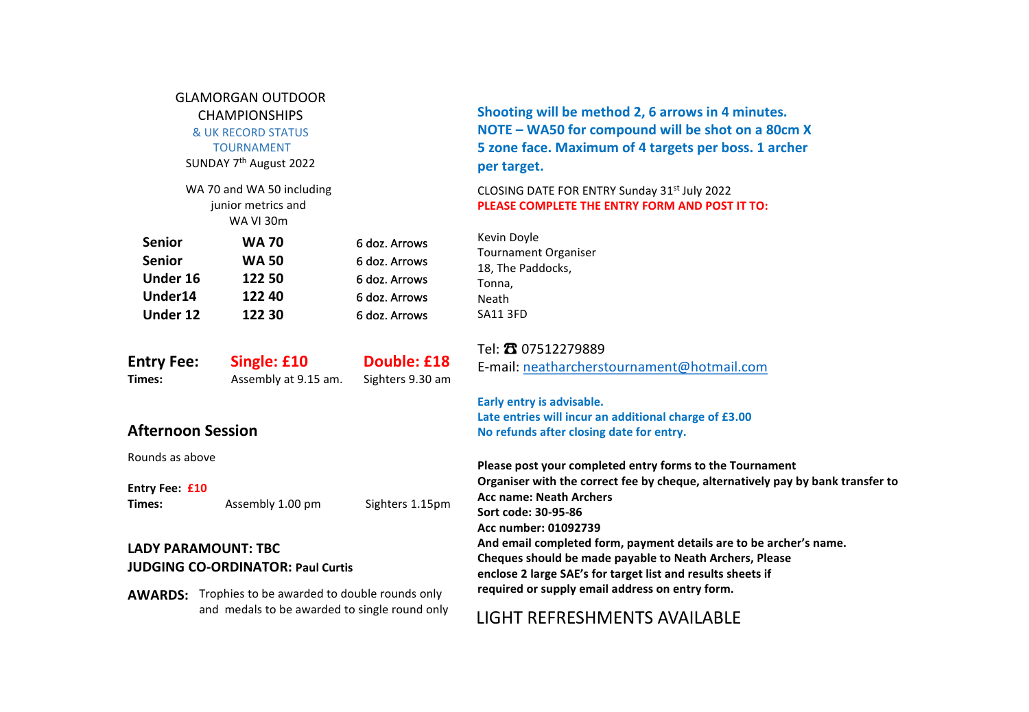# GLAMORGAN OUTDOOR CHAMPIONSHIPS

### & UK RECORD STATUS TOURNAMENT

SUNDAY 7th August 2022

WA 70 and WA 50 including junior metrics and WA VI 30m

| | | |
|---|---|---|
| **Senior** | **WA 70** | 6 doz. Arrows |
| **Senior** | **WA 50** | 6 doz. Arrows |
| **Under 16** | **122 50** | 6 doz. Arrows |
| **Under14** | **122 40** | 6 doz. Arrows |
| **Under 12** | **122 30** | 6 doz. Arrows |

**Entry Fee:** **Single: £10** **Double: £18**

**Times:** Assembly at 9.15 am. Sighters 9.30 am

## Afternoon Session

Rounds as above

**Entry Fee: £10**

**Times:** Assembly 1.00 pm Sighters 1.15pm

**LADY PARAMOUNT: TBC**

**JUDGING CO-ORDINATOR: Paul Curtis**

**AWARDS:** Trophies to be awarded to double rounds only and medals to be awarded to single round only

**Shooting will be method 2, 6 arrows in 4 minutes. NOTE – WA50 for compound will be shot on a 80cm X 5 zone face. Maximum of 4 targets per boss. 1 archer per target.**

CLOSING DATE FOR ENTRY Sunday 31st July 2022

**PLEASE COMPLETE THE ENTRY FORM AND POST IT TO:**

Kevin Doyle
Tournament Organiser
18, The Paddocks,
Tonna,
Neath
SA11 3FD

Tel: ☎ 07512279889
E-mail: neatharcherstournament@hotmail.com

**Early entry is advisable.**
**Late entries will incur an additional charge of £3.00**
**No refunds after closing date for entry.**

**Please post your completed entry forms to the Tournament Organiser with the correct fee by cheque, alternatively pay by bank transfer to**
**Acc name: Neath Archers**
**Sort code: 30-95-86**
**Acc number: 01092739**
**And email completed form, payment details are to be archer's name.**
**Cheques should be made payable to Neath Archers, Please enclose 2 large SAE's for target list and results sheets if required or supply email address on entry form.**

LIGHT REFRESHMENTS AVAILABLE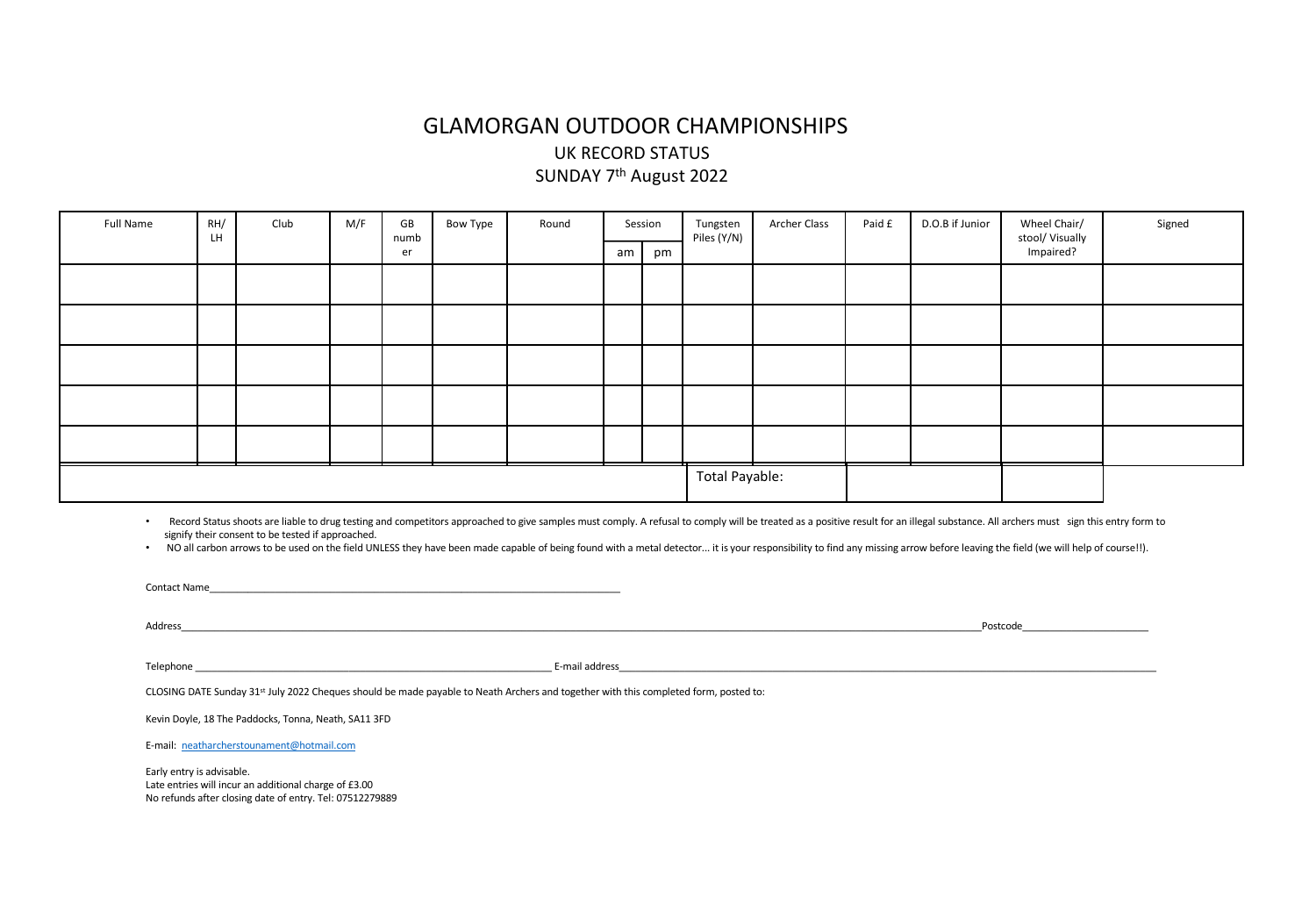# GLAMORGAN OUTDOOR CHAMPIONSHIPS

## UK RECORD STATUS

## SUNDAY 7th August 2022

| Full Name | RH/ LH | Club | M/F | GB number | Bow Type | Round | Session | | Tungsten Piles (Y/N) | Archer Class | Paid £ | D.O.B if Junior | Wheel Chair/ stool/ Visually Impaired? | Signed |
|---|---|---|---|---|---|---|---|---|---|---|---|---|---|---|
| | | | | | | | am | pm | | | | | | |
| | | | | | | | | | | | | | | |
| | | | | | | | | | | | | | | |
| | | | | | | | | | | | | | | |
| | | | | | | | | | | | | | | |
| | | | | | | | | | | | | | | |
| | | | | | | | | | Total Payable: | | | | | |

- Record Status shoots are liable to drug testing and competitors approached to give samples must comply. A refusal to comply will be treated as a positive result for an illegal substance. All archers must sign this entry form to signify their consent to be tested if approached.
- NO all carbon arrows to be used on the field UNLESS they have been made capable of being found with a metal detector... it is your responsibility to find any missing arrow before leaving the field (we will help of course!!).

Contact Name_______________________________________________

Address_______________________________________________ Postcode_______________

Telephone _______________________________ E-mail address_______________________________

CLOSING DATE Sunday 31st July 2022 Cheques should be made payable to Neath Archers and together with this completed form, posted to:

Kevin Doyle, 18 The Paddocks, Tonna, Neath, SA11 3FD

E-mail: neatharcherstounament@hotmail.com

Early entry is advisable.
Late entries will incur an additional charge of £3.00
No refunds after closing date of entry. Tel: 07512279889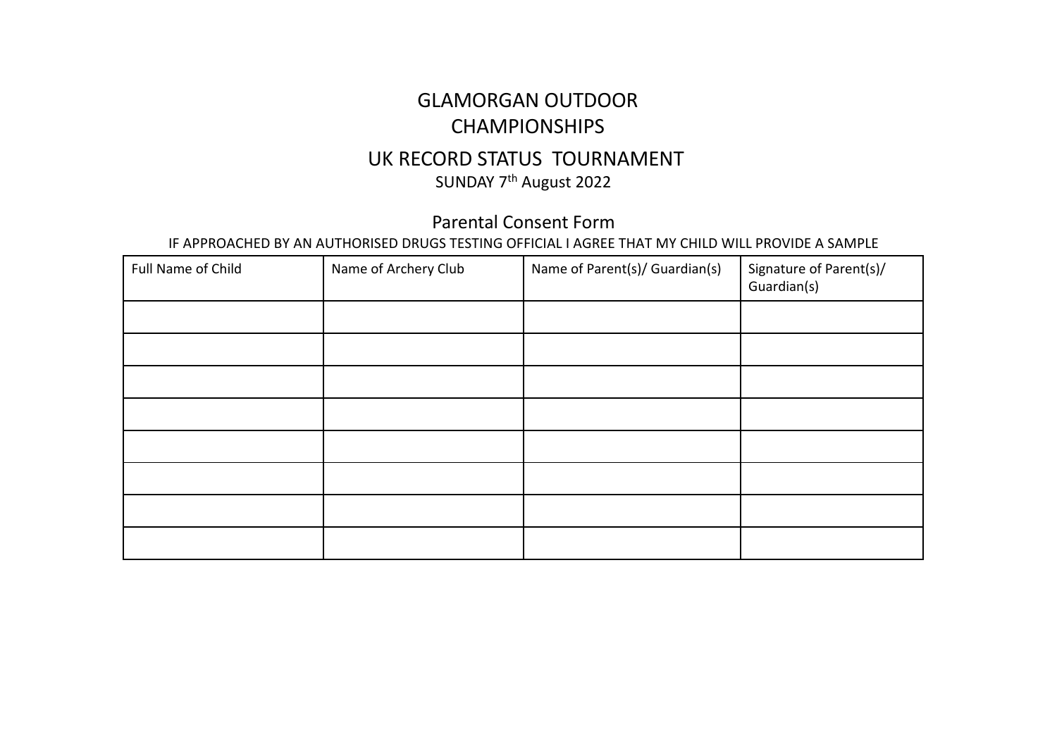# GLAMORGAN OUTDOOR CHAMPIONSHIPS

## UK RECORD STATUS TOURNAMENT

SUNDAY 7th August 2022

### Parental Consent Form

IF APPROACHED BY AN AUTHORISED DRUGS TESTING OFFICIAL I AGREE THAT MY CHILD WILL PROVIDE A SAMPLE

| Full Name of Child | Name of Archery Club | Name of Parent(s)/ Guardian(s) | Signature of Parent(s)/ Guardian(s) |
|---|---|---|---|
| | | | |
| | | | |
| | | | |
| | | | |
| | | | |
| | | | |
| | | | |
| | | | |